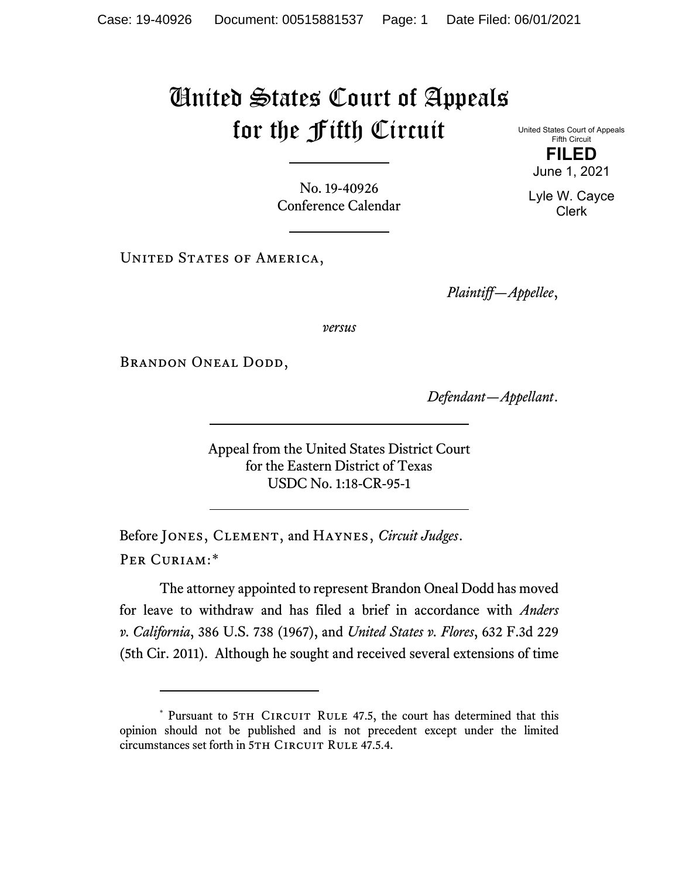# United States Court of Appeals for the Fifth Circuit

United States Court of Appeals
Fifth Circuit

**FILED**

June 1, 2021

Lyle W. Cayce
Clerk

No. 19-40926
Conference Calendar

United States of America,

*Plaintiff—Appellee*,

*versus*

Brandon Oneal Dodd,

*Defendant—Appellant*.

Appeal from the United States District Court
for the Eastern District of Texas
USDC No. 1:18-CR-95-1

Before Jones, Clement, and Haynes, *Circuit Judges*.

Per Curiam:*

The attorney appointed to represent Brandon Oneal Dodd has moved for leave to withdraw and has filed a brief in accordance with *Anders v. California*, 386 U.S. 738 (1967), and *United States v. Flores*, 632 F.3d 229 (5th Cir. 2011). Although he sought and received several extensions of time

* Pursuant to 5th Circuit Rule 47.5, the court has determined that this opinion should not be published and is not precedent except under the limited circumstances set forth in 5th Circuit Rule 47.5.4.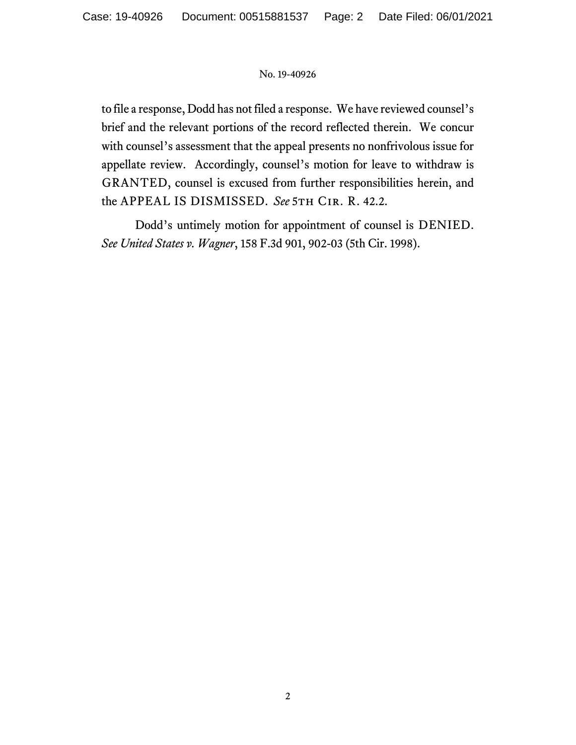to file a response, Dodd has not filed a response. We have reviewed counsel's brief and the relevant portions of the record reflected therein. We concur with counsel's assessment that the appeal presents no nonfrivolous issue for appellate review. Accordingly, counsel's motion for leave to withdraw is GRANTED, counsel is excused from further responsibilities herein, and the APPEAL IS DISMISSED. *See* 5TH CIR. R. 42.2.

Dodd's untimely motion for appointment of counsel is DENIED. *See United States v. Wagner*, 158 F.3d 901, 902-03 (5th Cir. 1998).